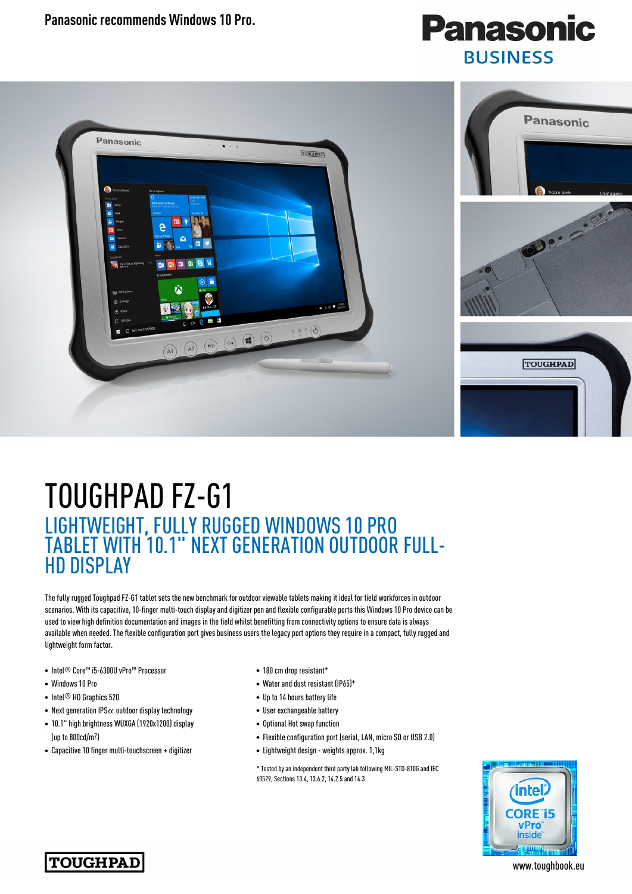Panasonic recommends Windows 10 Pro.

Panasonic BUSINESS

# TOUGHPAD FZ-G1

## LIGHTWEIGHT, FULLY RUGGED WINDOWS 10 PRO TABLET WITH 10.1" NEXT GENERATION OUTDOOR FULL-HD DISPLAY

The fully rugged Toughpad FZ-G1 tablet sets the new benchmark for outdoor viewable tablets making it ideal for field workforces in outdoor scenarios. With its capacitive, 10-finger multi-touch display and digitizer pen and flexible configurable ports this Windows 10 Pro device can be used to view high definition documentation and images in the field whilst benefitting from connectivity options to ensure data is always available when needed. The flexible configuration port gives business users the legacy port options they require in a compact, fully rugged and lightweight form factor.

- Intel® Core™ i5-6300U vPro™ Processor
- Windows 10 Pro
- Intel® HD Graphics 520
- Next generation IPSα outdoor display technology
- 10.1" high brightness WUXGA (1920x1200) display (up to 800cd/m²)
- Capacitive 10 finger multi-touchscreen + digitizer
- 180 cm drop resistant*
- Water and dust resistant (IP65)*
- Up to 14 hours battery life
- User exchangeable battery
- Optional Hot swap function
- Flexible configuration port (serial, LAN, micro SD or USB 2.0)
- Lightweight design - weights approx. 1,1kg

\* Tested by an independent third party lab following MIL-STD-810G and IEC 60529, Sections 13.4, 13.6.2, 14.2.5 and 14.3

TOUGHPAD

www.toughbook.eu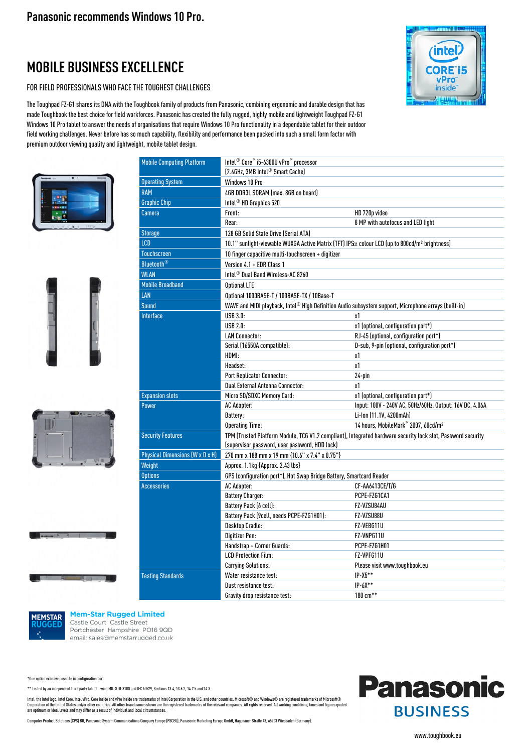Panasonic recommends Windows 10 Pro.

# MOBILE BUSINESS EXCELLENCE

## FOR FIELD PROFESSIONALS WHO FACE THE TOUGHEST CHALLENGES

The Toughpad FZ-G1 shares its DNA with the Toughbook family of products from Panasonic, combining ergonomic and durable design that has made Toughbook the best choice for field workforces. Panasonic has created the fully rugged, highly mobile and lightweight Toughpad FZ-G1 Windows 10 Pro tablet to answer the needs of organisations that require Windows 10 Pro functionality in a dependable tablet for their outdoor field working challenges. Never before has so much capability, flexibility and performance been packed into such a small form factor with premium outdoor viewing quality and lightweight, mobile tablet design.

| | | |
|---|---|---|
| Mobile Computing Platform | Intel® Core™ i5-6300U vPro™ processor (2.4GHz, 3MB Intel® Smart Cache) | |
| Operating System | Windows 10 Pro | |
| RAM | 4GB DDR3L SDRAM (max. 8GB on board) | |
| Graphic Chip | Intel® HD Graphics 520 | |
| Camera | Front: | HD 720p video |
| | Rear: | 8 MP with autofocus and LED light |
| Storage | 128 GB Solid State Drive (Serial ATA) | |
| LCD | 10.1" sunlight-viewable WUXGA Active Matrix (TFT) IPSα colour LCD (up to 800cd/m² brightness) | |
| Touchscreen | 10 finger capacitive multi-touchscreen + digitizer | |
| Bluetooth® | Version 4.1 + EDR Class 1 | |
| WLAN | Intel® Dual Band Wireless-AC 8260 | |
| Mobile Broadband | Optional LTE | |
| LAN | Optional 1000BASE-T / 100BASE-TX / 10Base-T | |
| Sound | WAVE and MIDI playback, Intel® High Definition Audio subsystem support, Microphone arrays (built-in) | |
| Interface | USB 3.0: | x1 |
| | USB 2.0: | x1 (optional, configuration port*) |
| | LAN Connector: | RJ-45 (optional, configuration port*) |
| | Serial (16550A compatible): | D-sub, 9-pin (optional, configuration port*) |
| | HDMI: | x1 |
| | Headset: | x1 |
| | Port Replicator Connector: | 24-pin |
| | Dual External Antenna Connector: | x1 |
| Expansion slots | Micro SD/SDXC Memory Card: | x1 (optional, configuration port*) |
| Power | AC Adapter: | Input: 100V - 240V AC, 50Hz/60Hz, Output: 16V DC, 4.06A |
| | Battery: | Li-Ion (11.1V, 4200mAh) |
| | Operating Time: | 14 hours, MobileMark™ 2007, 60cd/m² |
| Security Features | TPM (Trusted Platform Module, TCG V1.2 compliant), Integrated hardware security lock slot, Password security (supervisor password, user password, HDD lock) | |
| Physical Dimensions (W x D x H) | 270 mm x 188 mm x 19 mm (10.6" x 7.4" x 0.75") | |
| Weight | Approx. 1.1kg (Approx. 2.43 lbs) | |
| Options | GPS (configuration port*), Hot Swap Bridge Battery, Smartcard Reader | |
| Accessories | AC Adapter: | CF-AA6413CE/T/G |
| | Battery Charger: | PCPE-FZG1CA1 |
| | Battery Pack (6 cell): | FZ-VZSU84AU |
| | Battery Pack (9cell, needs PCPE-FZG1H01): | FZ-VZSU88U |
| | Desktop Cradle: | FZ-VEBG11U |
| | Digitizer Pen: | FZ-VNPG11U |
| | Handstrap + Corner Guards: | PCPE-FZG1H01 |
| | LCD Protection Film: | FZ-VPFG11U |
| | Carrying Solutions: | Please visit www.toughbook.eu |
| Testing Standards | Water resistance test: | IP-X5** |
| | Dust resistance test: | IP-6X** |
| | Gravity drop resistance test: | 180 cm** |

**Mem-Star Rugged Limited**
Castle Court Castle Street
Portchester Hampshire PO16 9QD
email: sales@memstarrugged.co.uk

*One option exlusive possible in configuration port

** Tested by an independent third party lab following MIL-STD-810G and IEC 60529, Sections 13.4, 13.6.2, 14.2.5 and 14.3

Intel, the Intel logo, Intel Core, Intel vPro, Core Inside and vPro Inside are trademarks of Intel Corporation in the U.S. and other countries. Microsoft® and Windows® are registered trademarks of Microsoft® Corporation of the United States and/or other countries. All other brand names shown are the registered trademarks of the relevant companies. All rights reserved. All working conditions, times and figures quoted are optimum or ideal levels and may differ as a result of individual and local circumstances.

Computer Product Solutions (CPS) BU, Panasonic System Communications Company Europe (PSCEU), Panasonic Marketing Europe GmbH, Hagenauer Straße 43, 65203 Wiesbaden (Germany).

Panasonic BUSINESS

www.toughbook.eu